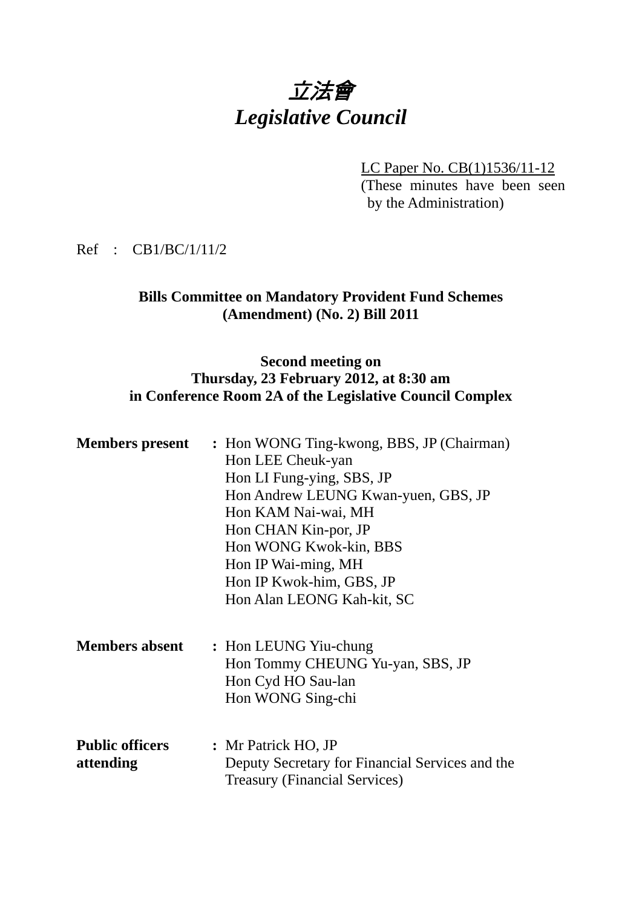# *立法會*
# *Legislative Council*

LC Paper No. CB(1)1536/11-12
(These minutes have been seen by the Administration)

Ref : CB1/BC/1/11/2

**Bills Committee on Mandatory Provident Fund Schemes (Amendment) (No. 2) Bill 2011**

**Second meeting on**
**Thursday, 23 February 2012, at 8:30 am**
**in Conference Room 2A of the Legislative Council Complex**

| | |
|---|---|
| **Members present** | **:** Hon WONG Ting-kwong, BBS, JP (Chairman)<br>Hon LEE Cheuk-yan<br>Hon LI Fung-ying, SBS, JP<br>Hon Andrew LEUNG Kwan-yuen, GBS, JP<br>Hon KAM Nai-wai, MH<br>Hon CHAN Kin-por, JP<br>Hon WONG Kwok-kin, BBS<br>Hon IP Wai-ming, MH<br>Hon IP Kwok-him, GBS, JP<br>Hon Alan LEONG Kah-kit, SC |
| **Members absent** | **:** Hon LEUNG Yiu-chung<br>Hon Tommy CHEUNG Yu-yan, SBS, JP<br>Hon Cyd HO Sau-lan<br>Hon WONG Sing-chi |
| **Public officers attending** | **:** Mr Patrick HO, JP<br>Deputy Secretary for Financial Services and the Treasury (Financial Services) |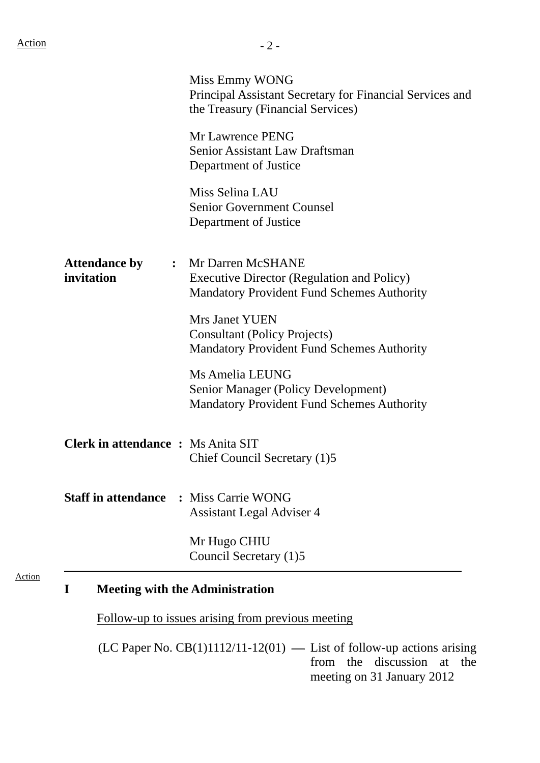Miss Emmy WONG
Principal Assistant Secretary for Financial Services and the Treasury (Financial Services)

Mr Lawrence PENG
Senior Assistant Law Draftsman
Department of Justice

Miss Selina LAU
Senior Government Counsel
Department of Justice

**Attendance by invitation** : Mr Darren McSHANE
Executive Director (Regulation and Policy)
Mandatory Provident Fund Schemes Authority

Mrs Janet YUEN
Consultant (Policy Projects)
Mandatory Provident Fund Schemes Authority

Ms Amelia LEUNG
Senior Manager (Policy Development)
Mandatory Provident Fund Schemes Authority

**Clerk in attendance** : Ms Anita SIT
Chief Council Secretary (1)5

**Staff in attendance** : Miss Carrie WONG
Assistant Legal Adviser 4

Mr Hugo CHIU
Council Secretary (1)5

---

Action

## I Meeting with the Administration

Follow-up to issues arising from previous meeting

(LC Paper No. CB(1)1112/11-12(01) — List of follow-up actions arising from the discussion at the meeting on 31 January 2012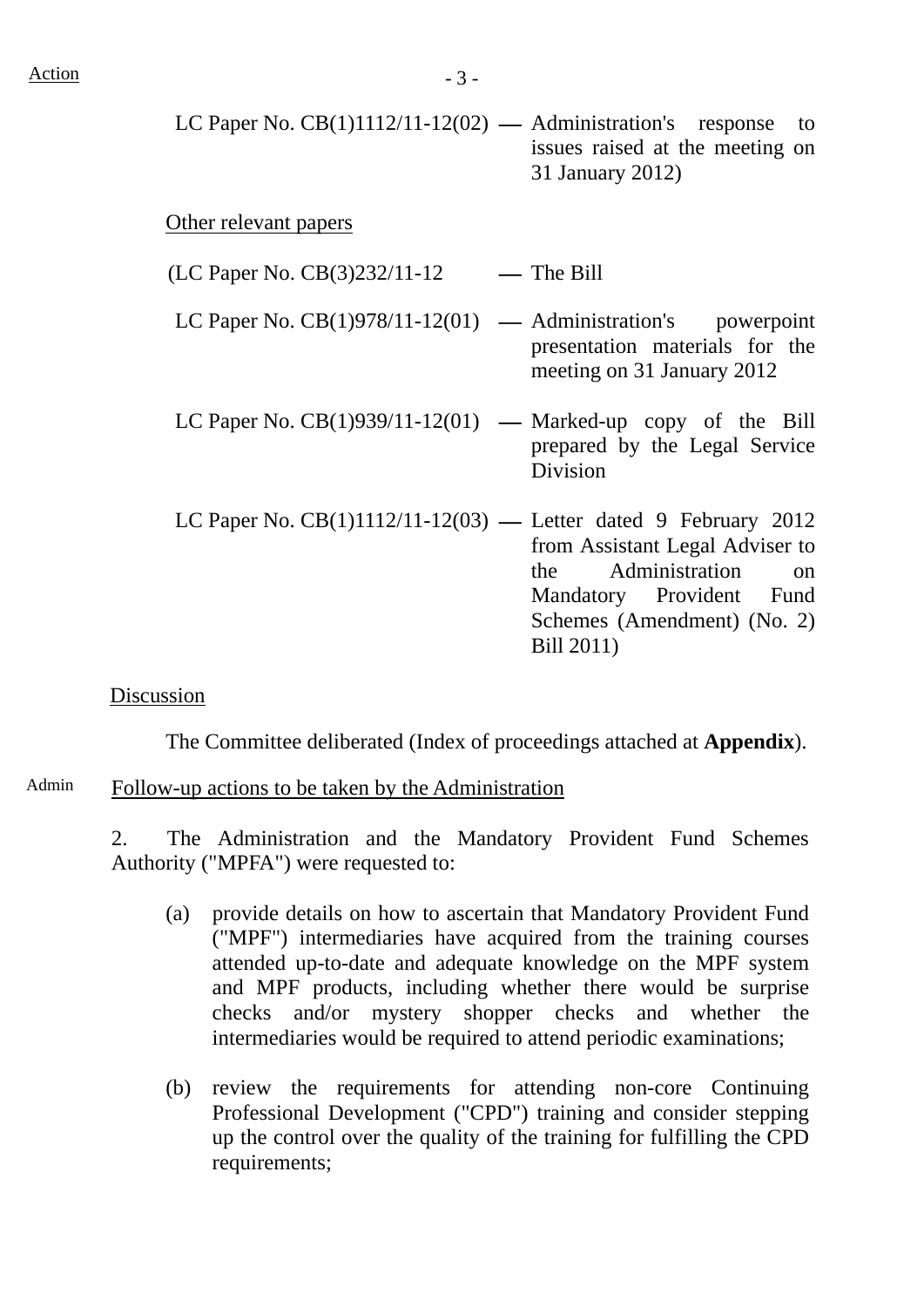Action

LC Paper No. CB(1)1112/11-12(02) — Administration's response to issues raised at the meeting on 31 January 2012)

Other relevant papers

(LC Paper No. CB(3)232/11-12 — The Bill

LC Paper No. CB(1)978/11-12(01) — Administration's powerpoint presentation materials for the meeting on 31 January 2012

LC Paper No. CB(1)939/11-12(01) — Marked-up copy of the Bill prepared by the Legal Service Division

LC Paper No. CB(1)1112/11-12(03) — Letter dated 9 February 2012 from Assistant Legal Adviser to the Administration on Mandatory Provident Fund Schemes (Amendment) (No. 2) Bill 2011)

Discussion

The Committee deliberated (Index of proceedings attached at **Appendix**).

Admin

Follow-up actions to be taken by the Administration

2. The Administration and the Mandatory Provident Fund Schemes Authority ("MPFA") were requested to:

(a) provide details on how to ascertain that Mandatory Provident Fund ("MPF") intermediaries have acquired from the training courses attended up-to-date and adequate knowledge on the MPF system and MPF products, including whether there would be surprise checks and/or mystery shopper checks and whether the intermediaries would be required to attend periodic examinations;

(b) review the requirements for attending non-core Continuing Professional Development ("CPD") training and consider stepping up the control over the quality of the training for fulfilling the CPD requirements;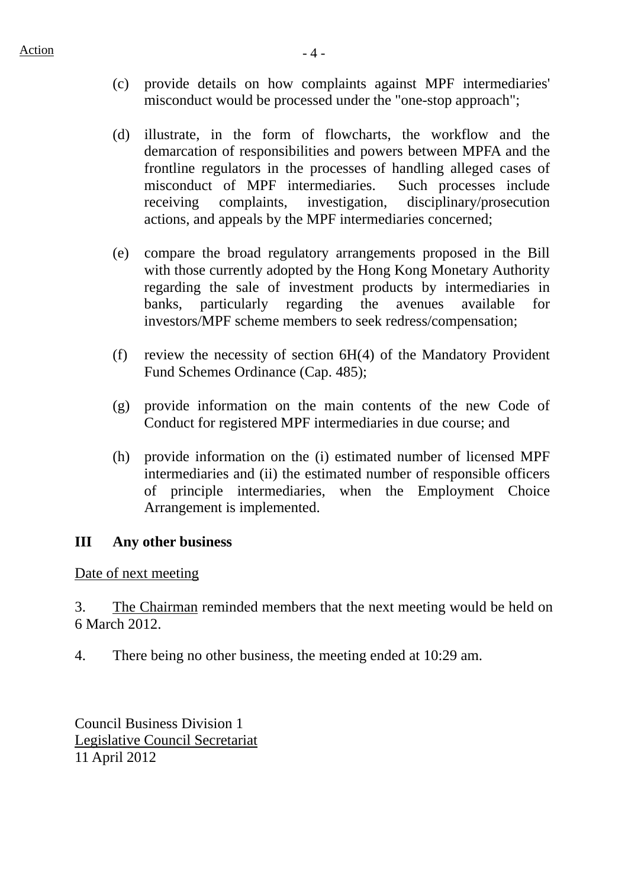Action

(c) provide details on how complaints against MPF intermediaries' misconduct would be processed under the "one-stop approach";

(d) illustrate, in the form of flowcharts, the workflow and the demarcation of responsibilities and powers between MPFA and the frontline regulators in the processes of handling alleged cases of misconduct of MPF intermediaries. Such processes include receiving complaints, investigation, disciplinary/prosecution actions, and appeals by the MPF intermediaries concerned;

(e) compare the broad regulatory arrangements proposed in the Bill with those currently adopted by the Hong Kong Monetary Authority regarding the sale of investment products by intermediaries in banks, particularly regarding the avenues available for investors/MPF scheme members to seek redress/compensation;

(f) review the necessity of section 6H(4) of the Mandatory Provident Fund Schemes Ordinance (Cap. 485);

(g) provide information on the main contents of the new Code of Conduct for registered MPF intermediaries in due course; and

(h) provide information on the (i) estimated number of licensed MPF intermediaries and (ii) the estimated number of responsible officers of principle intermediaries, when the Employment Choice Arrangement is implemented.

## III Any other business

Date of next meeting

3. The Chairman reminded members that the next meeting would be held on 6 March 2012.

4. There being no other business, the meeting ended at 10:29 am.

Council Business Division 1
Legislative Council Secretariat
11 April 2012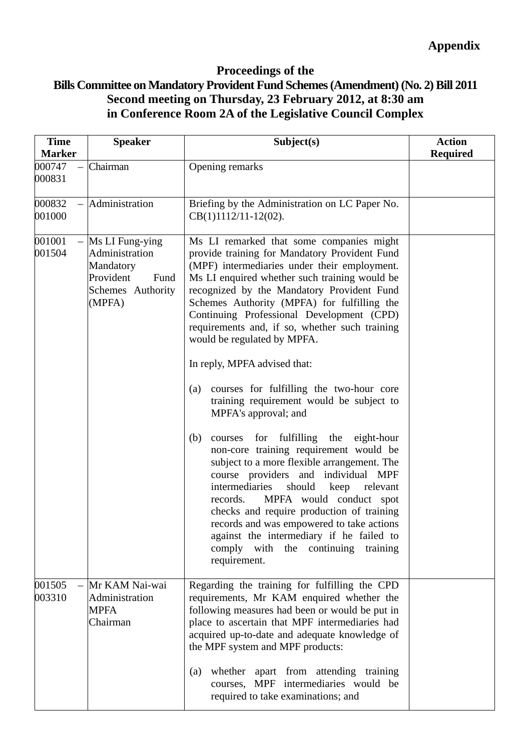**Appendix**

# Proceedings of the Bills Committee on Mandatory Provident Fund Schemes (Amendment) (No. 2) Bill 2011 Second meeting on Thursday, 23 February 2012, at 8:30 am in Conference Room 2A of the Legislative Council Complex

| Time Marker | Speaker | Subject(s) | Action Required |
|---|---|---|---|
| 000747 – 000831 | Chairman | Opening remarks | |
| 000832 – 001000 | Administration | Briefing by the Administration on LC Paper No. CB(1)1112/11-12(02). | |
| 001001 – 001504 | Ms LI Fung-ying<br>Administration<br>Mandatory Provident Fund Schemes Authority (MPFA) | Ms LI remarked that some companies might provide training for Mandatory Provident Fund (MPF) intermediaries under their employment. Ms LI enquired whether such training would be recognized by the Mandatory Provident Fund Schemes Authority (MPFA) for fulfilling the Continuing Professional Development (CPD) requirements and, if so, whether such training would be regulated by MPFA.<br><br>In reply, MPFA advised that:<br><br>(a) courses for fulfilling the two-hour core training requirement would be subject to MPFA's approval; and<br><br>(b) courses for fulfilling the eight-hour non-core training requirement would be subject to a more flexible arrangement. The course providers and individual MPF intermediaries should keep relevant records. MPFA would conduct spot checks and require production of training records and was empowered to take actions against the intermediary if he failed to comply with the continuing training requirement. | |
| 001505 – 003310 | Mr KAM Nai-wai<br>Administration<br>MPFA<br>Chairman | Regarding the training for fulfilling the CPD requirements, Mr KAM enquired whether the following measures had been or would be put in place to ascertain that MPF intermediaries had acquired up-to-date and adequate knowledge of the MPF system and MPF products:<br><br>(a) whether apart from attending training courses, MPF intermediaries would be required to take examinations; and | |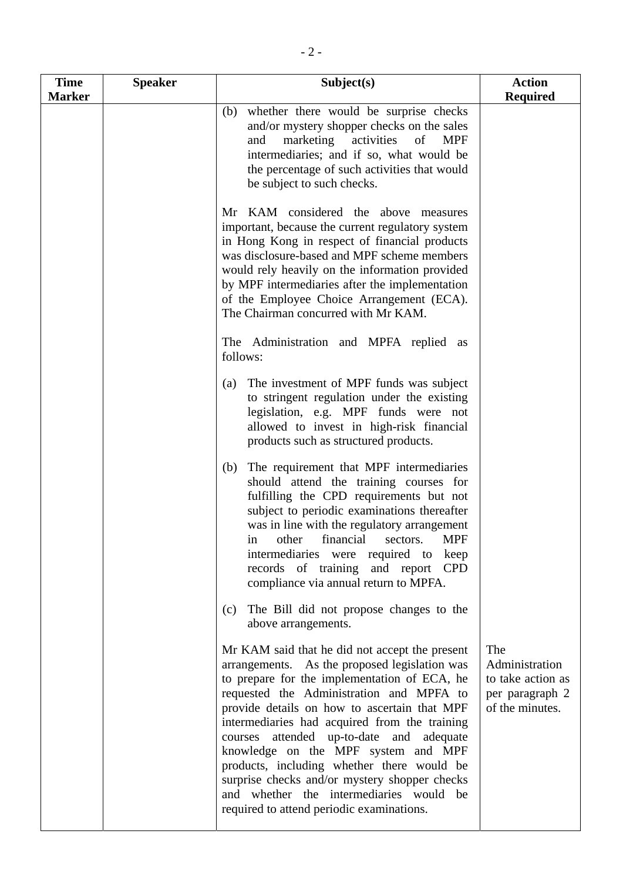| Time Marker | Speaker | Subject(s) | Action Required |
|---|---|---|---|
| | | (b) whether there would be surprise checks and/or mystery shopper checks on the sales and marketing activities of MPF intermediaries; and if so, what would be the percentage of such activities that would be subject to such checks.<br><br>Mr KAM considered the above measures important, because the current regulatory system in Hong Kong in respect of financial products was disclosure-based and MPF scheme members would rely heavily on the information provided by MPF intermediaries after the implementation of the Employee Choice Arrangement (ECA). The Chairman concurred with Mr KAM.<br><br>The Administration and MPFA replied as follows:<br><br>(a) The investment of MPF funds was subject to stringent regulation under the existing legislation, e.g. MPF funds were not allowed to invest in high-risk financial products such as structured products.<br><br>(b) The requirement that MPF intermediaries should attend the training courses for fulfilling the CPD requirements but not subject to periodic examinations thereafter was in line with the regulatory arrangement in other financial sectors. MPF intermediaries were required to keep records of training and report CPD compliance via annual return to MPFA.<br><br>(c) The Bill did not propose changes to the above arrangements. | |
| | | Mr KAM said that he did not accept the present arrangements. As the proposed legislation was to prepare for the implementation of ECA, he requested the Administration and MPFA to provide details on how to ascertain that MPF intermediaries had acquired from the training courses attended up-to-date and adequate knowledge on the MPF system and MPF products, including whether there would be surprise checks and/or mystery shopper checks and whether the intermediaries would be required to attend periodic examinations. | The Administration to take action as per paragraph 2 of the minutes. |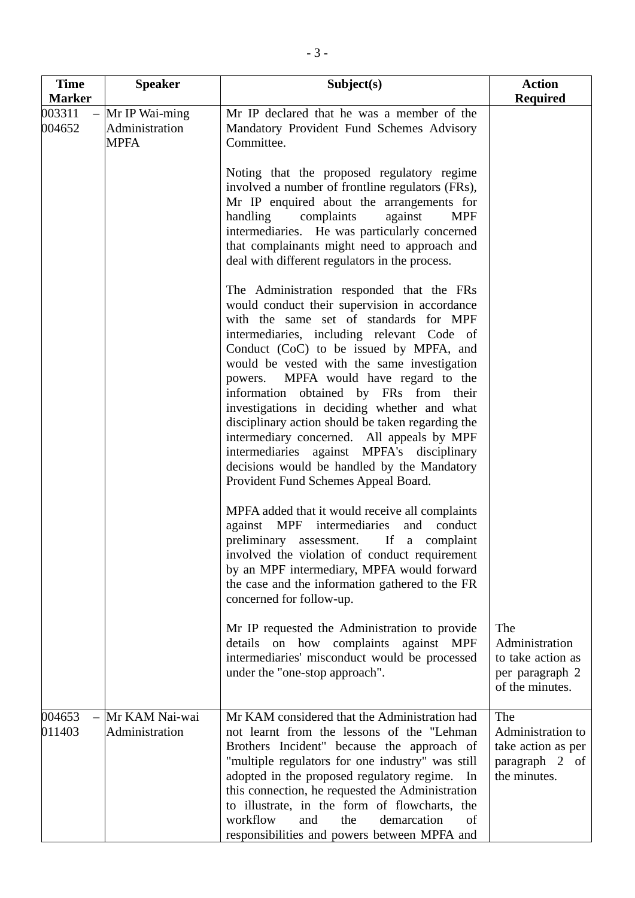| Time Marker | Speaker | Subject(s) | Action Required |
|---|---|---|---|
| 003311 – 004652 | Mr IP Wai-ming<br>Administration<br>MPFA | Mr IP declared that he was a member of the Mandatory Provident Fund Schemes Advisory Committee.<br><br>Noting that the proposed regulatory regime involved a number of frontline regulators (FRs), Mr IP enquired about the arrangements for handling complaints against MPF intermediaries. He was particularly concerned that complainants might need to approach and deal with different regulators in the process.<br><br>The Administration responded that the FRs would conduct their supervision in accordance with the same set of standards for MPF intermediaries, including relevant Code of Conduct (CoC) to be issued by MPFA, and would be vested with the same investigation powers. MPFA would have regard to the information obtained by FRs from their investigations in deciding whether and what disciplinary action should be taken regarding the intermediary concerned. All appeals by MPF intermediaries against MPFA's disciplinary decisions would be handled by the Mandatory Provident Fund Schemes Appeal Board.<br><br>MPFA added that it would receive all complaints against MPF intermediaries and conduct preliminary assessment. If a complaint involved the violation of conduct requirement by an MPF intermediary, MPFA would forward the case and the information gathered to the FR concerned for follow-up.<br><br>Mr IP requested the Administration to provide details on how complaints against MPF intermediaries' misconduct would be processed under the "one-stop approach". | The Administration to take action as per paragraph 2 of the minutes. |
| 004653 – 011403 | Mr KAM Nai-wai<br>Administration | Mr KAM considered that the Administration had not learnt from the lessons of the "Lehman Brothers Incident" because the approach of "multiple regulators for one industry" was still adopted in the proposed regulatory regime. In this connection, he requested the Administration to illustrate, in the form of flowcharts, the workflow and the demarcation of responsibilities and powers between MPFA and | The Administration to take action as per paragraph 2 of the minutes. |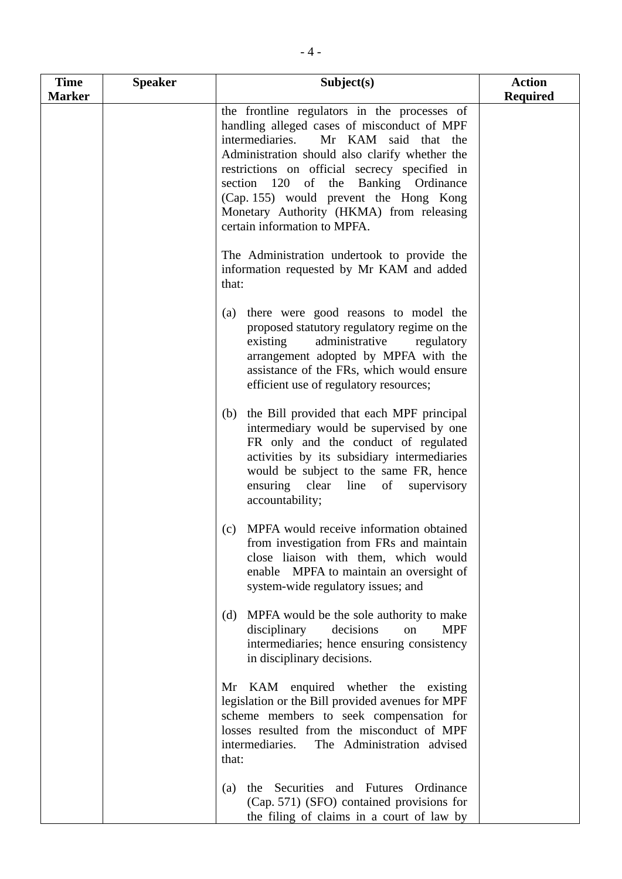| Time Marker | Speaker | Subject(s) | Action Required |
|---|---|---|---|
| | | the frontline regulators in the processes of handling alleged cases of misconduct of MPF intermediaries. Mr KAM said that the Administration should also clarify whether the restrictions on official secrecy specified in section 120 of the Banking Ordinance (Cap. 155) would prevent the Hong Kong Monetary Authority (HKMA) from releasing certain information to MPFA.<br><br>The Administration undertook to provide the information requested by Mr KAM and added that:<br><br>(a) there were good reasons to model the proposed statutory regulatory regime on the existing administrative regulatory arrangement adopted by MPFA with the assistance of the FRs, which would ensure efficient use of regulatory resources;<br><br>(b) the Bill provided that each MPF principal intermediary would be supervised by one FR only and the conduct of regulated activities by its subsidiary intermediaries would be subject to the same FR, hence ensuring clear line of supervisory accountability;<br><br>(c) MPFA would receive information obtained from investigation from FRs and maintain close liaison with them, which would enable MPFA to maintain an oversight of system-wide regulatory issues; and<br><br>(d) MPFA would be the sole authority to make disciplinary decisions on MPF intermediaries; hence ensuring consistency in disciplinary decisions.<br><br>Mr KAM enquired whether the existing legislation or the Bill provided avenues for MPF scheme members to seek compensation for losses resulted from the misconduct of MPF intermediaries. The Administration advised that:<br><br>(a) the Securities and Futures Ordinance (Cap. 571) (SFO) contained provisions for the filing of claims in a court of law by | |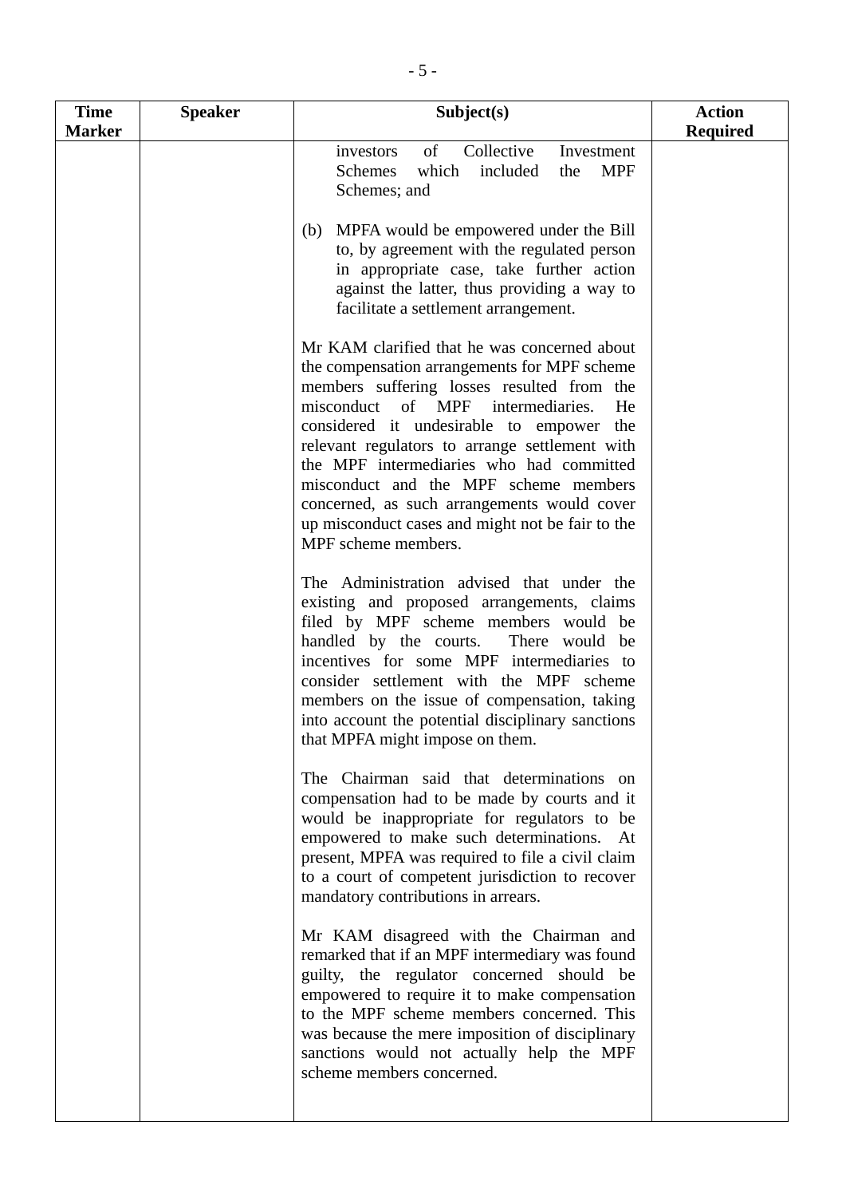| Time Marker | Speaker | Subject(s) | Action Required |
|---|---|---|---|
| | | investors of Collective Investment Schemes which included the MPF Schemes; and<br><br>(b) MPFA would be empowered under the Bill to, by agreement with the regulated person in appropriate case, take further action against the latter, thus providing a way to facilitate a settlement arrangement.<br><br>Mr KAM clarified that he was concerned about the compensation arrangements for MPF scheme members suffering losses resulted from the misconduct of MPF intermediaries. He considered it undesirable to empower the relevant regulators to arrange settlement with the MPF intermediaries who had committed misconduct and the MPF scheme members concerned, as such arrangements would cover up misconduct cases and might not be fair to the MPF scheme members.<br><br>The Administration advised that under the existing and proposed arrangements, claims filed by MPF scheme members would be handled by the courts. There would be incentives for some MPF intermediaries to consider settlement with the MPF scheme members on the issue of compensation, taking into account the potential disciplinary sanctions that MPFA might impose on them.<br><br>The Chairman said that determinations on compensation had to be made by courts and it would be inappropriate for regulators to be empowered to make such determinations. At present, MPFA was required to file a civil claim to a court of competent jurisdiction to recover mandatory contributions in arrears.<br><br>Mr KAM disagreed with the Chairman and remarked that if an MPF intermediary was found guilty, the regulator concerned should be empowered to require it to make compensation to the MPF scheme members concerned. This was because the mere imposition of disciplinary sanctions would not actually help the MPF scheme members concerned. | |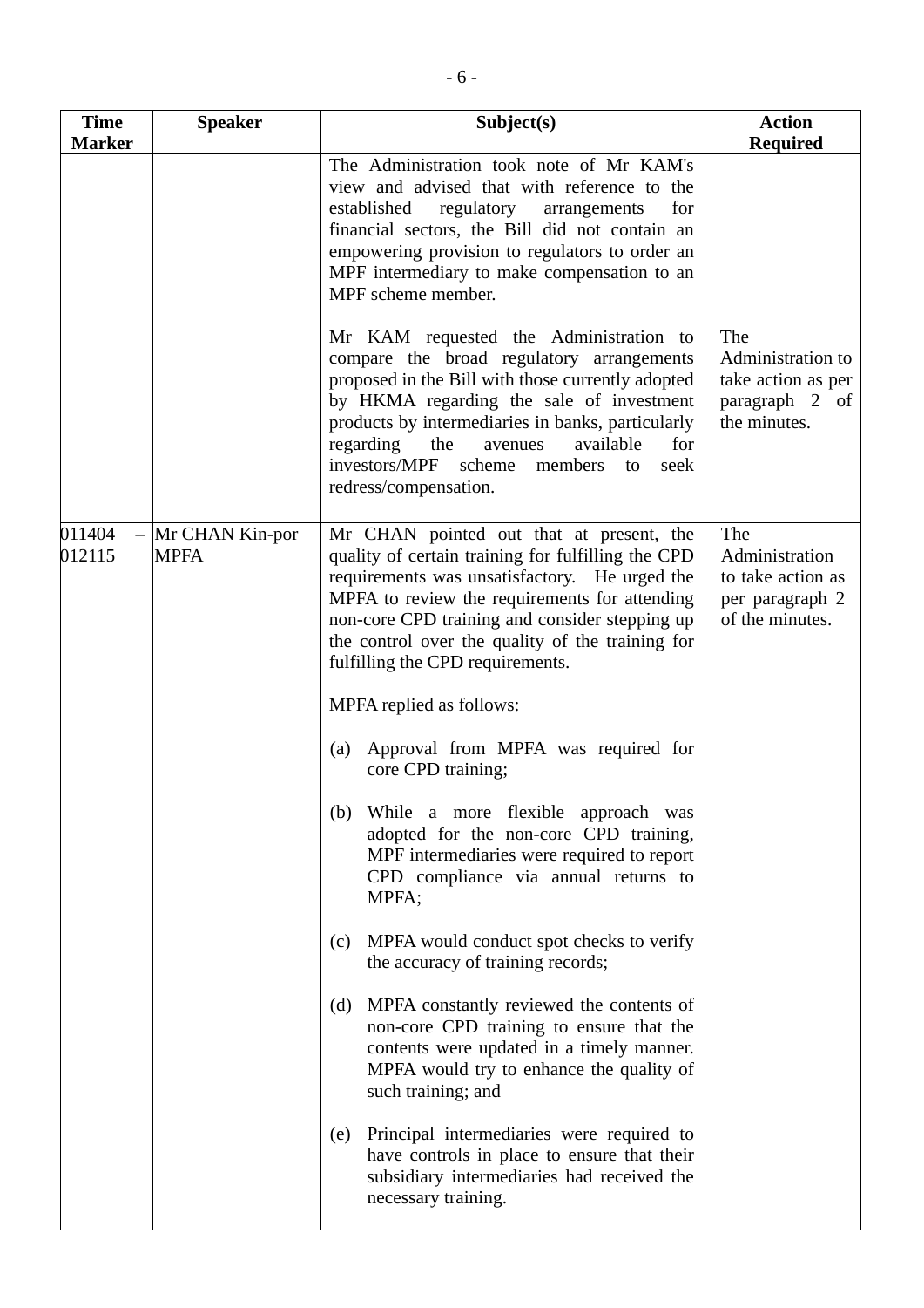| Time Marker | Speaker | Subject(s) | Action Required |
|---|---|---|---|
| | | The Administration took note of Mr KAM's view and advised that with reference to the established regulatory arrangements for financial sectors, the Bill did not contain an empowering provision to regulators to order an MPF intermediary to make compensation to an MPF scheme member.<br><br>Mr KAM requested the Administration to compare the broad regulatory arrangements proposed in the Bill with those currently adopted by HKMA regarding the sale of investment products by intermediaries in banks, particularly regarding the avenues available for investors/MPF scheme members to seek redress/compensation. | <br><br><br><br><br>The Administration to take action as per paragraph 2 of the minutes. |
| 011404 – 012115 | Mr CHAN Kin-por<br>MPFA | Mr CHAN pointed out that at present, the quality of certain training for fulfilling the CPD requirements was unsatisfactory. He urged the MPFA to review the requirements for attending non-core CPD training and consider stepping up the control over the quality of the training for fulfilling the CPD requirements.<br><br>MPFA replied as follows:<br><br>(a) Approval from MPFA was required for core CPD training;<br><br>(b) While a more flexible approach was adopted for the non-core CPD training, MPF intermediaries were required to report CPD compliance via annual returns to MPFA;<br><br>(c) MPFA would conduct spot checks to verify the accuracy of training records;<br><br>(d) MPFA constantly reviewed the contents of non-core CPD training to ensure that the contents were updated in a timely manner. MPFA would try to enhance the quality of such training; and<br><br>(e) Principal intermediaries were required to have controls in place to ensure that their subsidiary intermediaries had received the necessary training. | The Administration to take action as per paragraph 2 of the minutes. |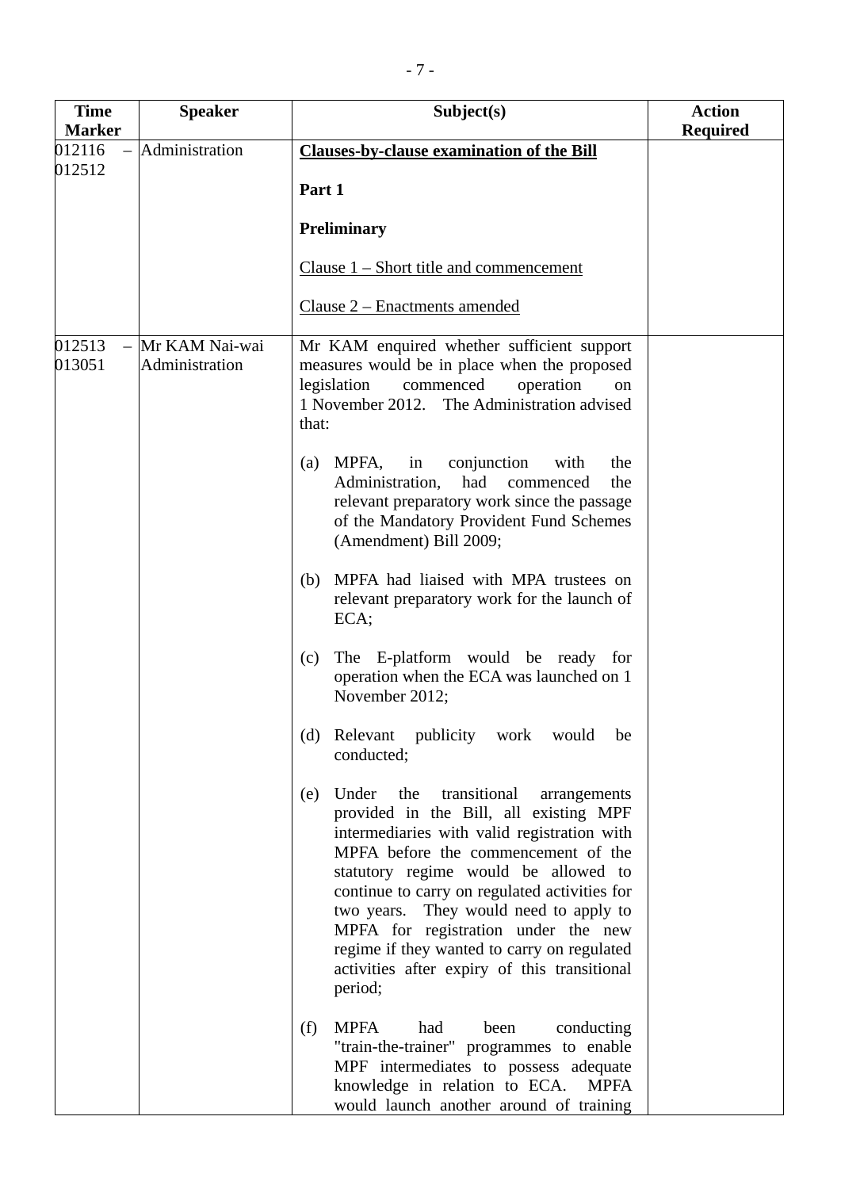| Time Marker | Speaker | Subject(s) | Action Required |
|---|---|---|---|
| 012116 – 012512 | Administration | **Clauses-by-clause examination of the Bill**<br><br>**Part 1**<br><br>**Preliminary**<br><br>Clause 1 – Short title and commencement<br><br>Clause 2 – Enactments amended | |
| 012513 – 013051 | Mr KAM Nai-wai<br>Administration | Mr KAM enquired whether sufficient support measures would be in place when the proposed legislation commenced operation on 1 November 2012. The Administration advised that:<br><br>(a) MPFA, in conjunction with the Administration, had commenced the relevant preparatory work since the passage of the Mandatory Provident Fund Schemes (Amendment) Bill 2009;<br><br>(b) MPFA had liaised with MPA trustees on relevant preparatory work for the launch of ECA;<br><br>(c) The E-platform would be ready for operation when the ECA was launched on 1 November 2012;<br><br>(d) Relevant publicity work would be conducted;<br><br>(e) Under the transitional arrangements provided in the Bill, all existing MPF intermediaries with valid registration with MPFA before the commencement of the statutory regime would be allowed to continue to carry on regulated activities for two years. They would need to apply to MPFA for registration under the new regime if they wanted to carry on regulated activities after expiry of this transitional period;<br><br>(f) MPFA had been conducting "train-the-trainer" programmes to enable MPF intermediates to possess adequate knowledge in relation to ECA. MPFA would launch another around of training | |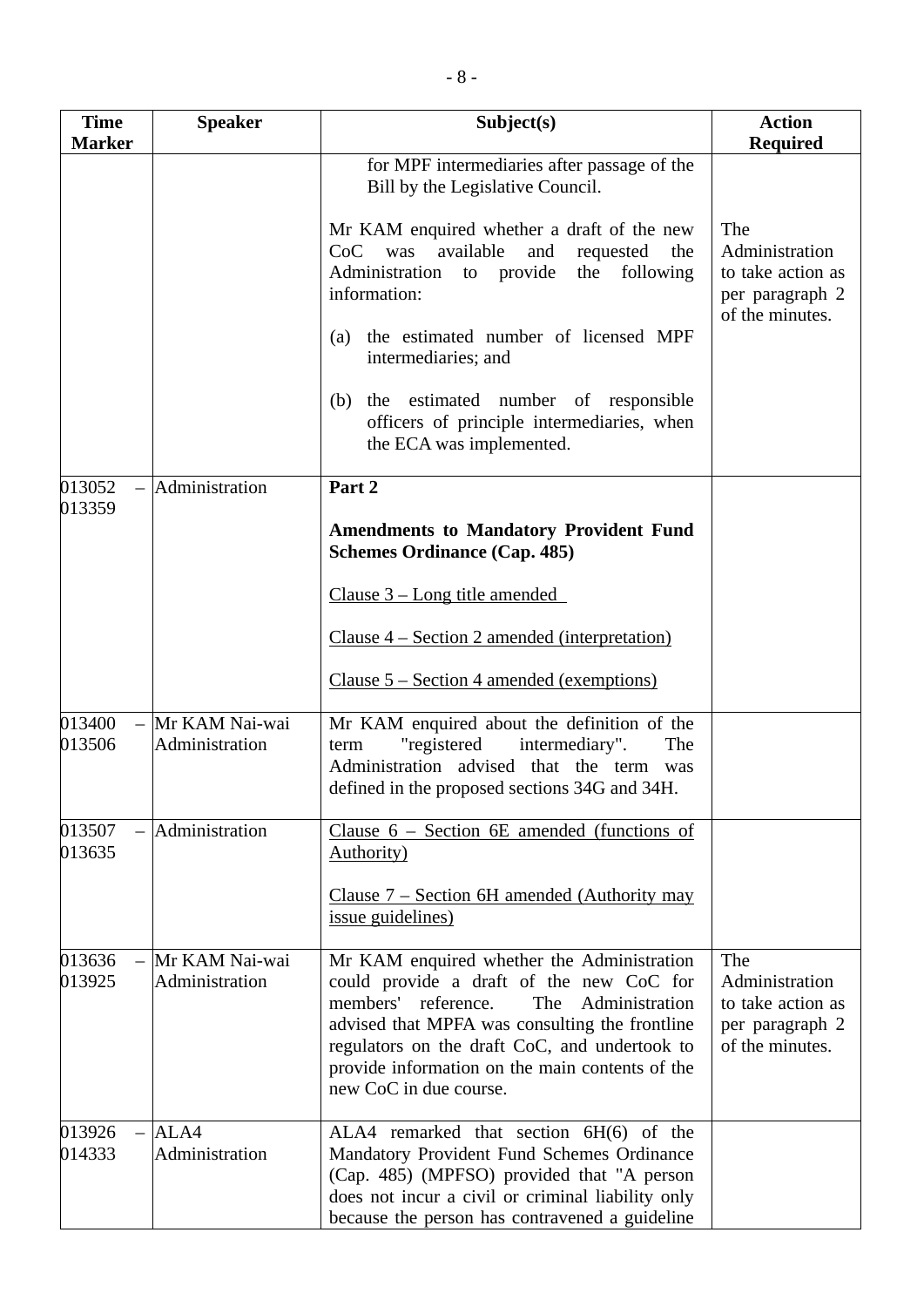| Time Marker | Speaker | Subject(s) | Action Required |
|---|---|---|---|
| | | for MPF intermediaries after passage of the Bill by the Legislative Council.<br><br>Mr KAM enquired whether a draft of the new CoC was available and requested the Administration to provide the following information:<br><br>(a) the estimated number of licensed MPF intermediaries; and<br><br>(b) the estimated number of responsible officers of principle intermediaries, when the ECA was implemented. | The Administration to take action as per paragraph 2 of the minutes. |
| 013052 – 013359 | Administration | **Part 2**<br><br>**Amendments to Mandatory Provident Fund Schemes Ordinance (Cap. 485)**<br><br><u>Clause 3 – Long title amended</u><br><br><u>Clause 4 – Section 2 amended (interpretation)</u><br><br><u>Clause 5 – Section 4 amended (exemptions)</u> | |
| 013400 – 013506 | Mr KAM Nai-wai<br>Administration | Mr KAM enquired about the definition of the term "registered intermediary". The Administration advised that the term was defined in the proposed sections 34G and 34H. | |
| 013507 – 013635 | Administration | <u>Clause 6 – Section 6E amended (functions of Authority)</u><br><br><u>Clause 7 – Section 6H amended (Authority may issue guidelines)</u> | |
| 013636 – 013925 | Mr KAM Nai-wai<br>Administration | Mr KAM enquired whether the Administration could provide a draft of the new CoC for members' reference. The Administration advised that MPFA was consulting the frontline regulators on the draft CoC, and undertook to provide information on the main contents of the new CoC in due course. | The Administration to take action as per paragraph 2 of the minutes. |
| 013926 – 014333 | ALA4<br>Administration | ALA4 remarked that section 6H(6) of the Mandatory Provident Fund Schemes Ordinance (Cap. 485) (MPFSO) provided that "A person does not incur a civil or criminal liability only because the person has contravened a guideline | |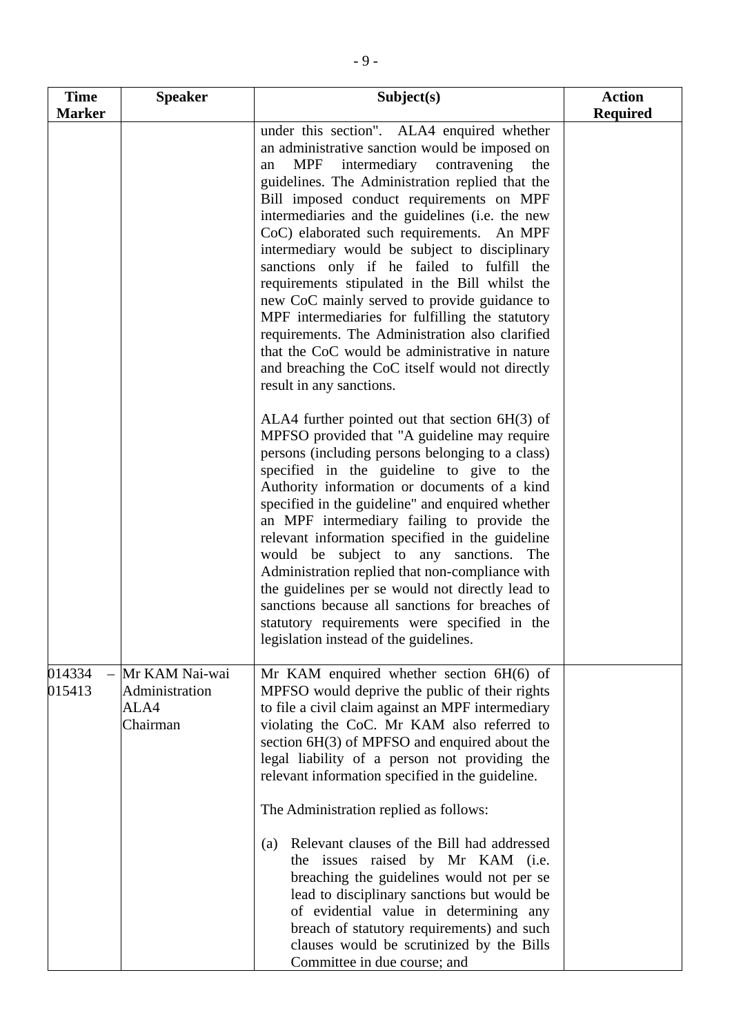| Time Marker | Speaker | Subject(s) | Action Required |
|---|---|---|---|
| | | under this section". ALA4 enquired whether an administrative sanction would be imposed on an MPF intermediary contravening the guidelines. The Administration replied that the Bill imposed conduct requirements on MPF intermediaries and the guidelines (i.e. the new CoC) elaborated such requirements. An MPF intermediary would be subject to disciplinary sanctions only if he failed to fulfill the requirements stipulated in the Bill whilst the new CoC mainly served to provide guidance to MPF intermediaries for fulfilling the statutory requirements. The Administration also clarified that the CoC would be administrative in nature and breaching the CoC itself would not directly result in any sanctions.<br><br>ALA4 further pointed out that section 6H(3) of MPFSO provided that "A guideline may require persons (including persons belonging to a class) specified in the guideline to give to the Authority information or documents of a kind specified in the guideline" and enquired whether an MPF intermediary failing to provide the relevant information specified in the guideline would be subject to any sanctions. The Administration replied that non-compliance with the guidelines per se would not directly lead to sanctions because all sanctions for breaches of statutory requirements were specified in the legislation instead of the guidelines. | |
| 014334 – 015413 | Mr KAM Nai-wai<br>Administration<br>ALA4<br>Chairman | Mr KAM enquired whether section 6H(6) of MPFSO would deprive the public of their rights to file a civil claim against an MPF intermediary violating the CoC. Mr KAM also referred to section 6H(3) of MPFSO and enquired about the legal liability of a person not providing the relevant information specified in the guideline.<br><br>The Administration replied as follows:<br><br>(a) Relevant clauses of the Bill had addressed the issues raised by Mr KAM (i.e. breaching the guidelines would not per se lead to disciplinary sanctions but would be of evidential value in determining any breach of statutory requirements) and such clauses would be scrutinized by the Bills Committee in due course; and | |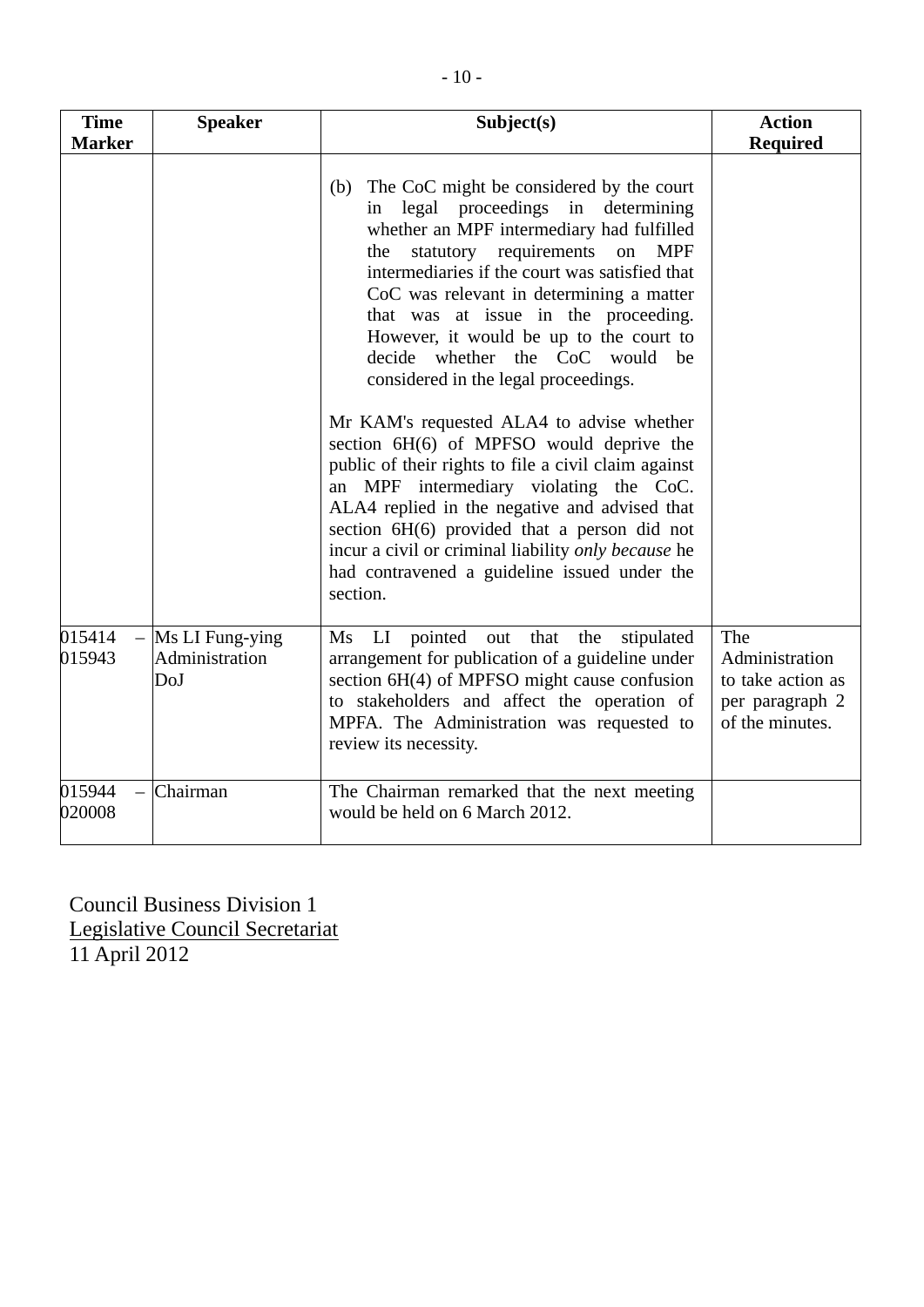| Time Marker | Speaker | Subject(s) | Action Required |
|---|---|---|---|
| | | (b) The CoC might be considered by the court in legal proceedings in determining whether an MPF intermediary had fulfilled the statutory requirements on MPF intermediaries if the court was satisfied that CoC was relevant in determining a matter that was at issue in the proceeding. However, it would be up to the court to decide whether the CoC would be considered in the legal proceedings.<br><br>Mr KAM's requested ALA4 to advise whether section 6H(6) of MPFSO would deprive the public of their rights to file a civil claim against an MPF intermediary violating the CoC. ALA4 replied in the negative and advised that section 6H(6) provided that a person did not incur a civil or criminal liability *only because* he had contravened a guideline issued under the section. | |
| 015414 – 015943 | Ms LI Fung-ying<br>Administration<br>DoJ | Ms LI pointed out that the stipulated arrangement for publication of a guideline under section 6H(4) of MPFSO might cause confusion to stakeholders and affect the operation of MPFA. The Administration was requested to review its necessity. | The Administration to take action as per paragraph 2 of the minutes. |
| 015944 – 020008 | Chairman | The Chairman remarked that the next meeting would be held on 6 March 2012. | |

Council Business Division 1
Legislative Council Secretariat
11 April 2012